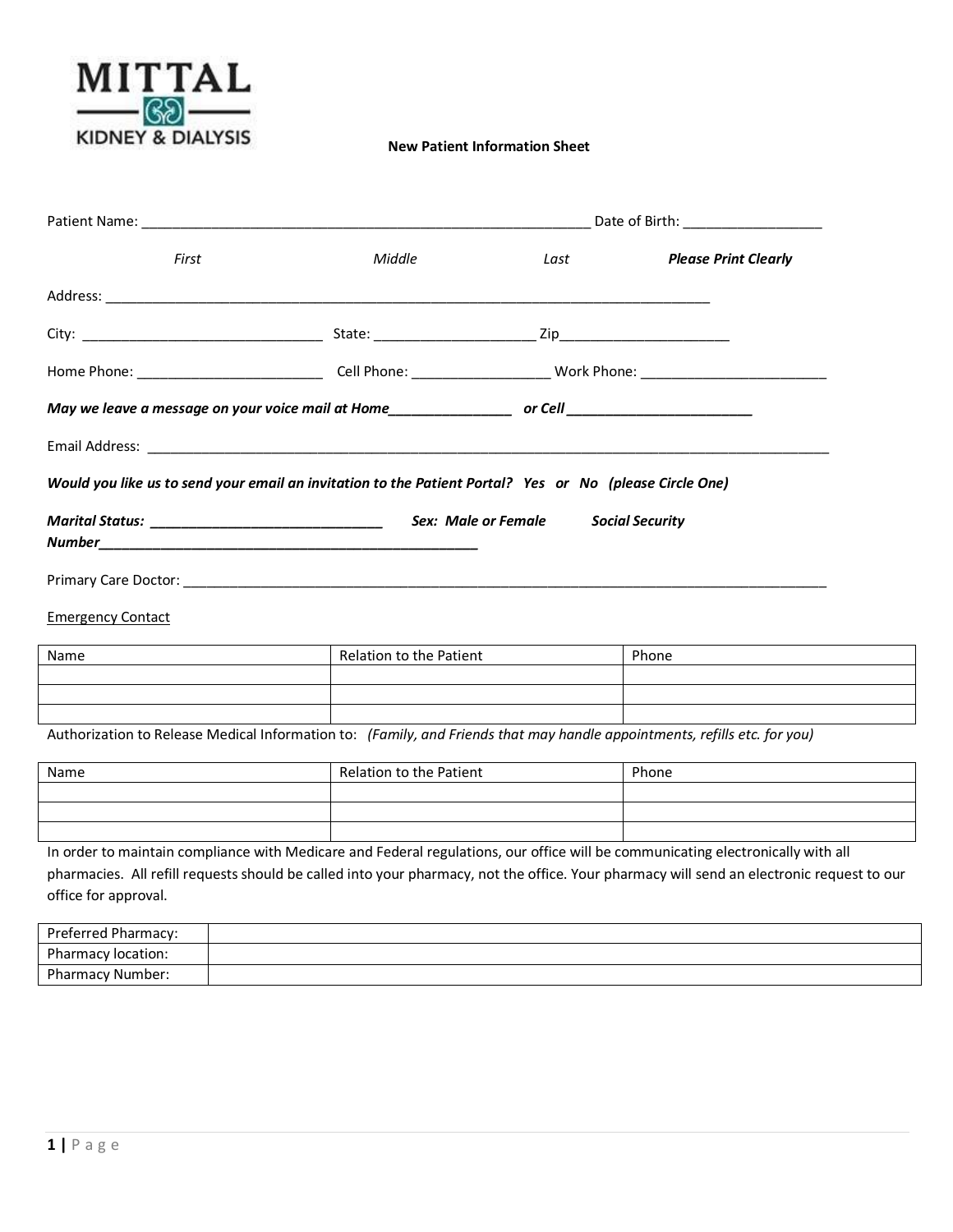MITTAL

KIDNEY & DIALYSIS

**New Patient Information Sheet**

Patient Name: ___________________________________________________________ Date of Birth: _________________

*First* *Middle* *Last* ***Please Print Clearly***

Address: ______________________________________________________________________________

City: _______________________________ State: ____________________ Zip_____________________

Home Phone: ________________________ Cell Phone: _________________ Work Phone: ________________________

***May we leave a message on your voice mail at Home_______________ or Cell ________________________***

Email Address: ___________________________________________________________________________________________

***Would you like us to send your email an invitation to the Patient Portal? Yes or No (please Circle One)***

***Marital Status: ______________________________ Sex: Male or Female Social Security Number__________________________________________________***

Primary Care Doctor: _______________________________________________________________________________________

Emergency Contact

| Name | Relation to the Patient | Phone |
|---|---|---|
| | | |
| | | |
| | | |

Authorization to Release Medical Information to: *(Family, and Friends that may handle appointments, refills etc. for you)*

| Name | Relation to the Patient | Phone |
|---|---|---|
| | | |
| | | |
| | | |

In order to maintain compliance with Medicare and Federal regulations, our office will be communicating electronically with all pharmacies. All refill requests should be called into your pharmacy, not the office. Your pharmacy will send an electronic request to our office for approval.

| Preferred Pharmacy: | |
|---|---|
| Pharmacy location: | |
| Pharmacy Number: | |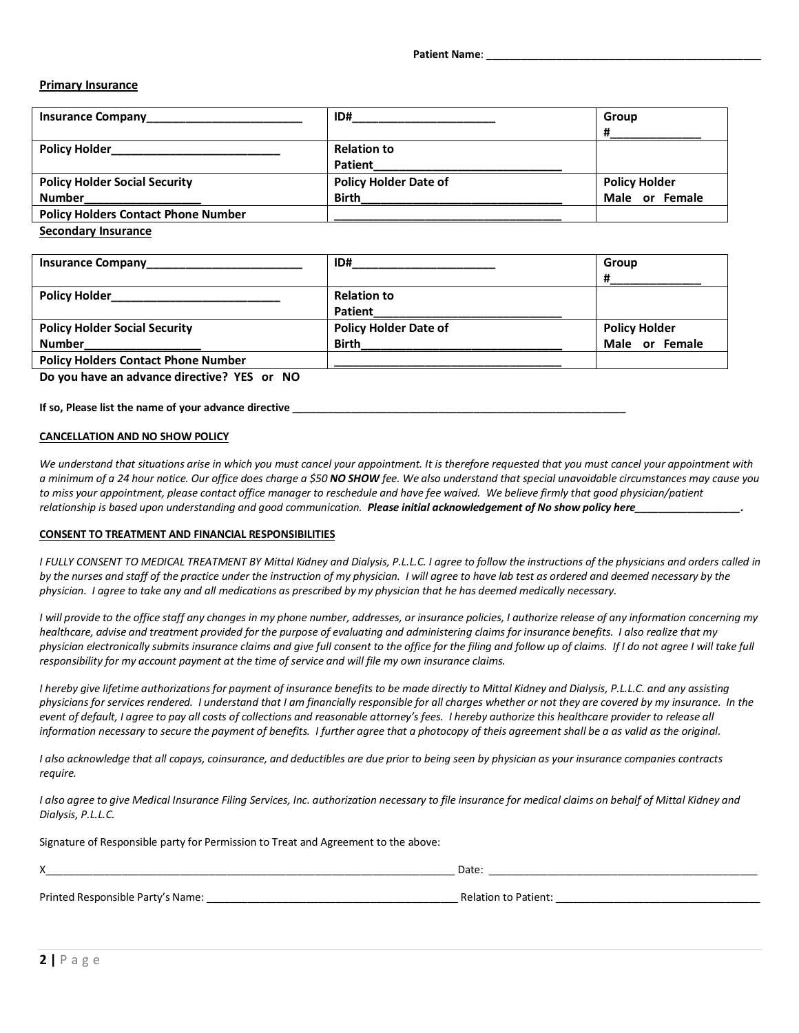Patient Name: ___________________________________________________

**Primary Insurance**

| | | |
|---|---|---|
| **Insurance Company_________________________** | **ID#______________________** | **Group #______________** |
| **Policy Holder___________________________** | **Relation to Patient______________________________** | |
| **Policy Holder Social Security Number__________________** | **Policy Holder Date of Birth________________________________** | **Policy Holder Male or Female** |
| **Policy Holders Contact Phone Number** | **___________________________________** | |

**Secondary Insurance**

| | | |
|---|---|---|
| **Insurance Company_________________________** | **ID#______________________** | **Group #______________** |
| **Policy Holder___________________________** | **Relation to Patient______________________________** | |
| **Policy Holder Social Security Number__________________** | **Policy Holder Date of Birth________________________________** | **Policy Holder Male or Female** |
| **Policy Holders Contact Phone Number** | **___________________________________** | |

**Do you have an advance directive? YES or NO**

**If so, Please list the name of your advance directive ___________________________________________________________**

**CANCELLATION AND NO SHOW POLICY**

*We understand that situations arise in which you must cancel your appointment. It is therefore requested that you must cancel your appointment with a minimum of a 24 hour notice. Our office does charge a $50* ***NO SHOW*** *fee. We also understand that special unavoidable circumstances may cause you to miss your appointment, please contact office manager to reschedule and have fee waived. We believe firmly that good physician/patient relationship is based upon understanding and good communication.* ***Please initial acknowledgement of No show policy here_________________.***

**CONSENT TO TREATMENT AND FINANCIAL RESPONSIBILITIES**

*I FULLY CONSENT TO MEDICAL TREATMENT BY Mittal Kidney and Dialysis, P.L.L.C. I agree to follow the instructions of the physicians and orders called in by the nurses and staff of the practice under the instruction of my physician. I will agree to have lab test as ordered and deemed necessary by the physician. I agree to take any and all medications as prescribed by my physician that he has deemed medically necessary.*

*I will provide to the office staff any changes in my phone number, addresses, or insurance policies, I authorize release of any information concerning my healthcare, advise and treatment provided for the purpose of evaluating and administering claims for insurance benefits. I also realize that my physician electronically submits insurance claims and give full consent to the office for the filing and follow up of claims. If I do not agree I will take full responsibility for my account payment at the time of service and will file my own insurance claims.*

*I hereby give lifetime authorizations for payment of insurance benefits to be made directly to Mittal Kidney and Dialysis, P.L.L.C. and any assisting physicians for services rendered. I understand that I am financially responsible for all charges whether or not they are covered by my insurance. In the event of default, I agree to pay all costs of collections and reasonable attorney's fees. I hereby authorize this healthcare provider to release all information necessary to secure the payment of benefits. I further agree that a photocopy of theis agreement shall be a as valid as the original.*

*I also acknowledge that all copays, coinsurance, and deductibles are due prior to being seen by physician as your insurance companies contracts require.*

*I also agree to give Medical Insurance Filing Services, Inc. authorization necessary to file insurance for medical claims on behalf of Mittal Kidney and Dialysis, P.L.L.C.*

Signature of Responsible party for Permission to Treat and Agreement to the above:

X_______________________________________________________________________ Date: _______________________________________________

Printed Responsible Party's Name: ____________________________________________ Relation to Patient: ___________________________________